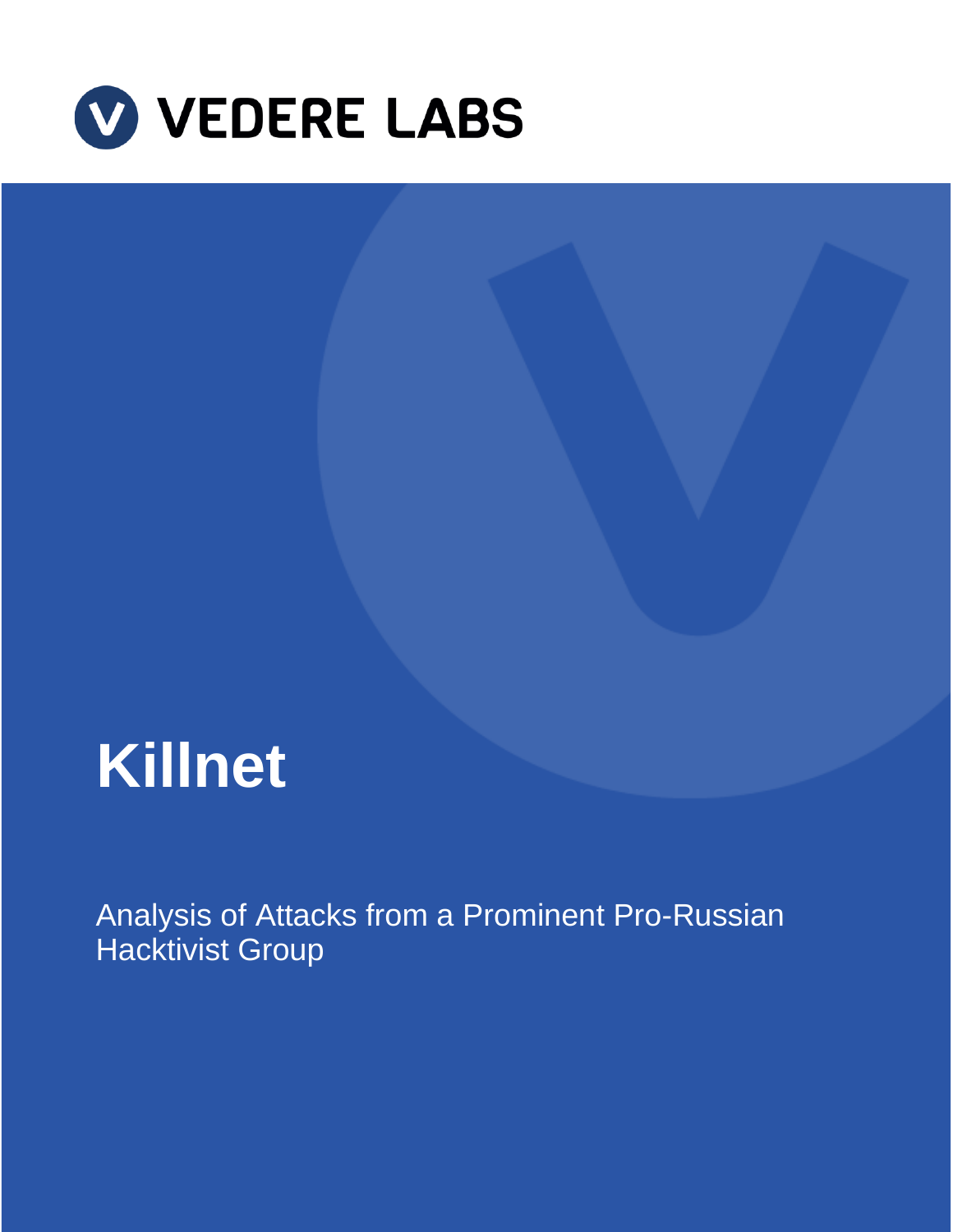VEDERE LABS

# Killnet

Analysis of Attacks from a Prominent Pro-Russian Hacktivist Group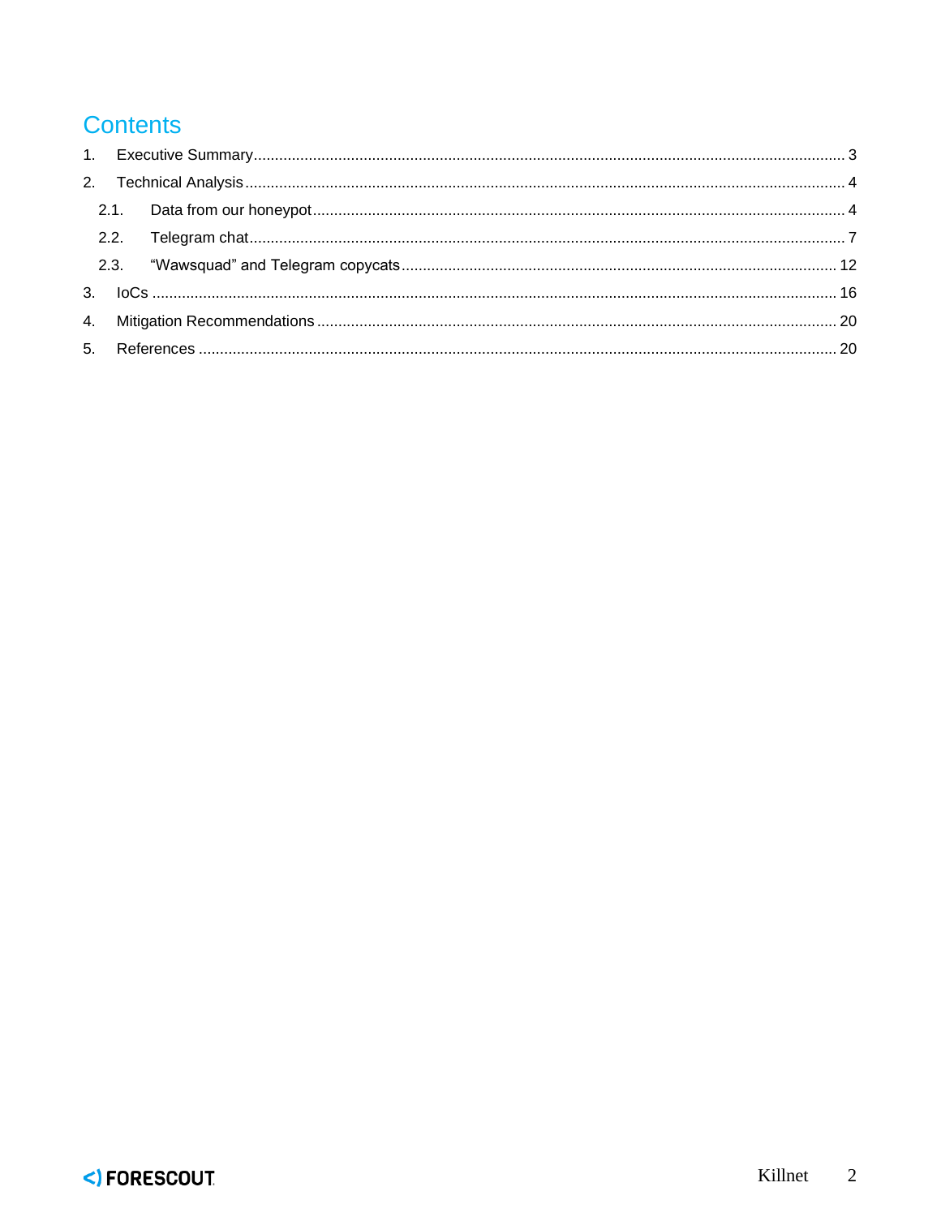# Contents

1. Executive Summary ... 3
2. Technical Analysis ... 4
   - 2.1. Data from our honeypot ... 4
   - 2.2. Telegram chat ... 7
   - 2.3. “Wawsquad” and Telegram copycats ... 12
3. IoCs ... 16
4. Mitigation Recommendations ... 20
5. References ... 20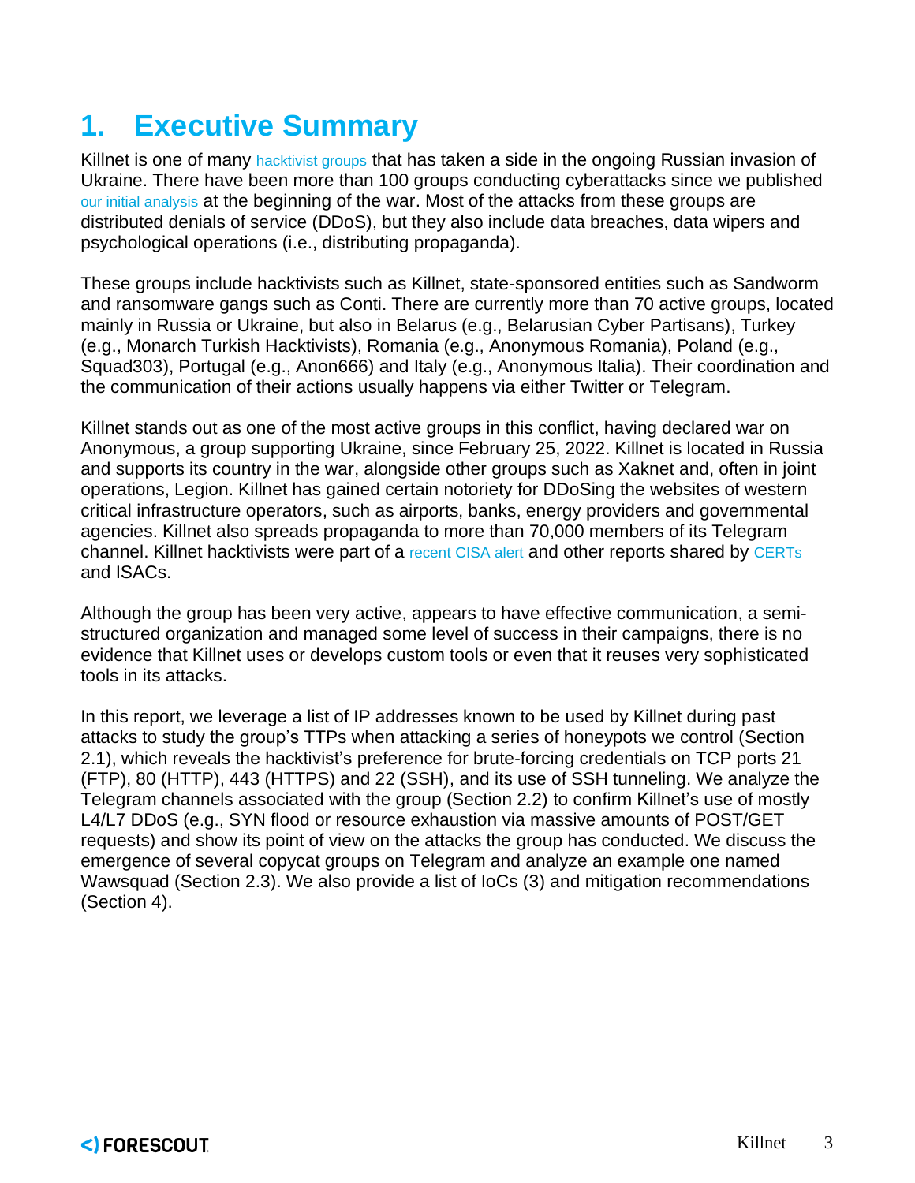# 1. Executive Summary

Killnet is one of many hacktivist groups that has taken a side in the ongoing Russian invasion of Ukraine. There have been more than 100 groups conducting cyberattacks since we published our initial analysis at the beginning of the war. Most of the attacks from these groups are distributed denials of service (DDoS), but they also include data breaches, data wipers and psychological operations (i.e., distributing propaganda).

These groups include hacktivists such as Killnet, state-sponsored entities such as Sandworm and ransomware gangs such as Conti. There are currently more than 70 active groups, located mainly in Russia or Ukraine, but also in Belarus (e.g., Belarusian Cyber Partisans), Turkey (e.g., Monarch Turkish Hacktivists), Romania (e.g., Anonymous Romania), Poland (e.g., Squad303), Portugal (e.g., Anon666) and Italy (e.g., Anonymous Italia). Their coordination and the communication of their actions usually happens via either Twitter or Telegram.

Killnet stands out as one of the most active groups in this conflict, having declared war on Anonymous, a group supporting Ukraine, since February 25, 2022. Killnet is located in Russia and supports its country in the war, alongside other groups such as Xaknet and, often in joint operations, Legion. Killnet has gained certain notoriety for DDoSing the websites of western critical infrastructure operators, such as airports, banks, energy providers and governmental agencies. Killnet also spreads propaganda to more than 70,000 members of its Telegram channel. Killnet hacktivists were part of a recent CISA alert and other reports shared by CERTs and ISACs.

Although the group has been very active, appears to have effective communication, a semi-structured organization and managed some level of success in their campaigns, there is no evidence that Killnet uses or develops custom tools or even that it reuses very sophisticated tools in its attacks.

In this report, we leverage a list of IP addresses known to be used by Killnet during past attacks to study the group's TTPs when attacking a series of honeypots we control (Section 2.1), which reveals the hacktivist's preference for brute-forcing credentials on TCP ports 21 (FTP), 80 (HTTP), 443 (HTTPS) and 22 (SSH), and its use of SSH tunneling. We analyze the Telegram channels associated with the group (Section 2.2) to confirm Killnet's use of mostly L4/L7 DDoS (e.g., SYN flood or resource exhaustion via massive amounts of POST/GET requests) and show its point of view on the attacks the group has conducted. We discuss the emergence of several copycat groups on Telegram and analyze an example one named Wawsquad (Section 2.3). We also provide a list of IoCs (3) and mitigation recommendations (Section 4).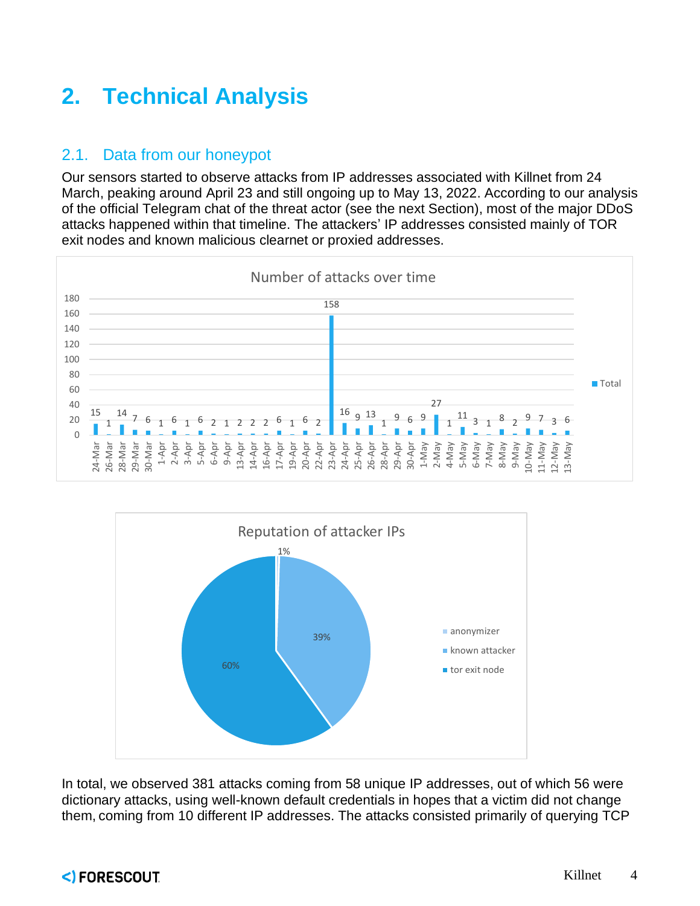# 2. Technical Analysis

## 2.1. Data from our honeypot

Our sensors started to observe attacks from IP addresses associated with Killnet from 24 March, peaking around April 23 and still ongoing up to May 13, 2022. According to our analysis of the official Telegram chat of the threat actor (see the next Section), most of the major DDoS attacks happened within that timeline. The attackers' IP addresses consisted mainly of TOR exit nodes and known malicious clearnet or proxied addresses.

In total, we observed 381 attacks coming from 58 unique IP addresses, out of which 56 were dictionary attacks, using well-known default credentials in hopes that a victim did not change them, coming from 10 different IP addresses. The attacks consisted primarily of querying TCP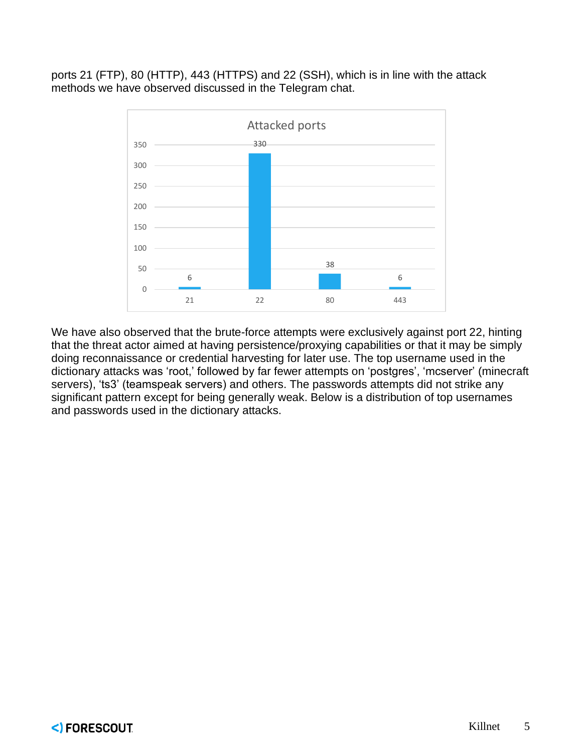ports 21 (FTP), 80 (HTTP), 443 (HTTPS) and 22 (SSH), which is in line with the attack methods we have observed discussed in the Telegram chat.

We have also observed that the brute-force attempts were exclusively against port 22, hinting that the threat actor aimed at having persistence/proxying capabilities or that it may be simply doing reconnaissance or credential harvesting for later use. The top username used in the dictionary attacks was 'root,' followed by far fewer attempts on 'postgres', 'mcserver' (minecraft servers), 'ts3' (teamspeak servers) and others. The passwords attempts did not strike any significant pattern except for being generally weak. Below is a distribution of top usernames and passwords used in the dictionary attacks.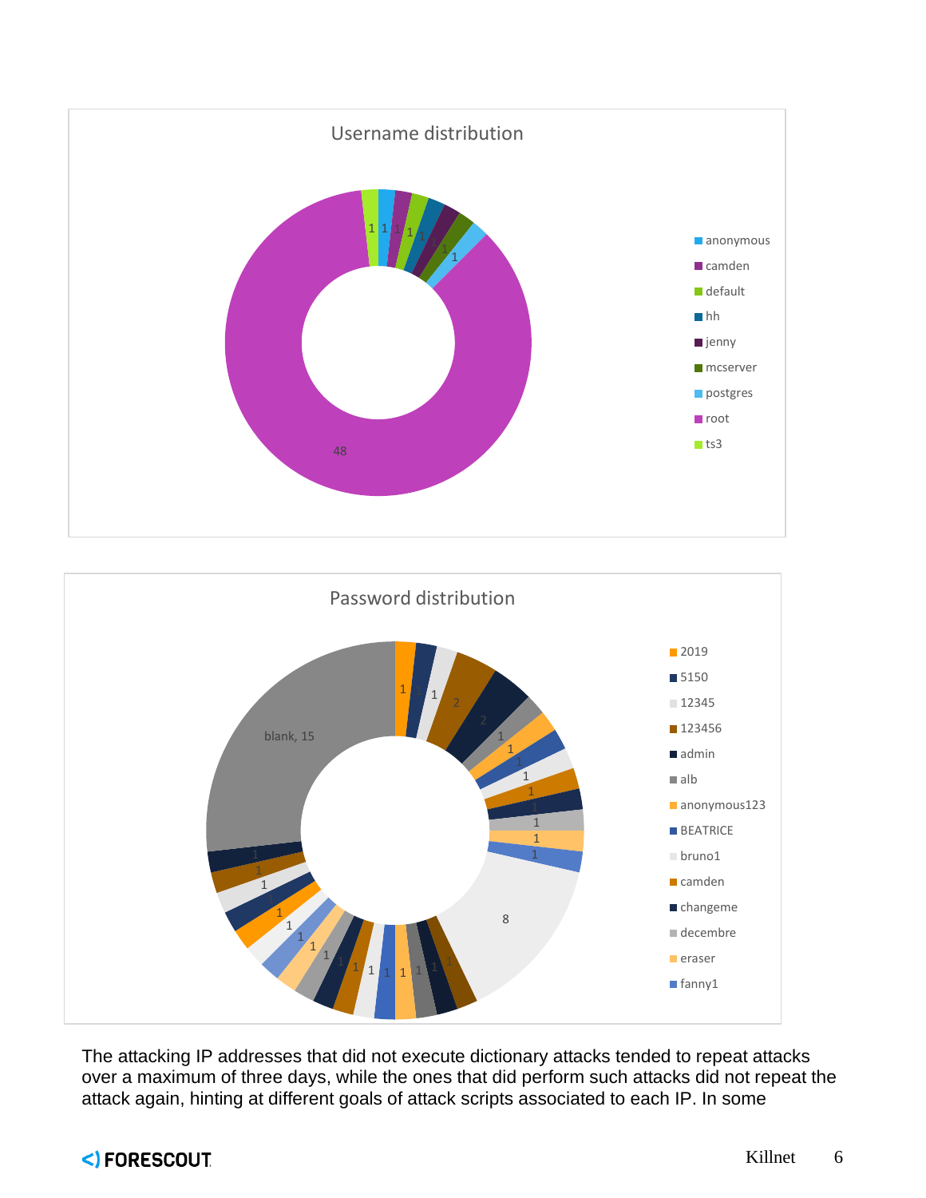Username distribution

- anonymous
- camden
- default
- hh
- jenny
- mcserver
- postgres
- root
- ts3

Password distribution

- 2019
- 5150
- 12345
- 123456
- admin
- alb
- anonymous123
- BEATRICE
- bruno1
- camden
- changeme
- decembre
- eraser
- fanny1

The attacking IP addresses that did not execute dictionary attacks tended to repeat attacks over a maximum of three days, while the ones that did perform such attacks did not repeat the attack again, hinting at different goals of attack scripts associated to each IP. In some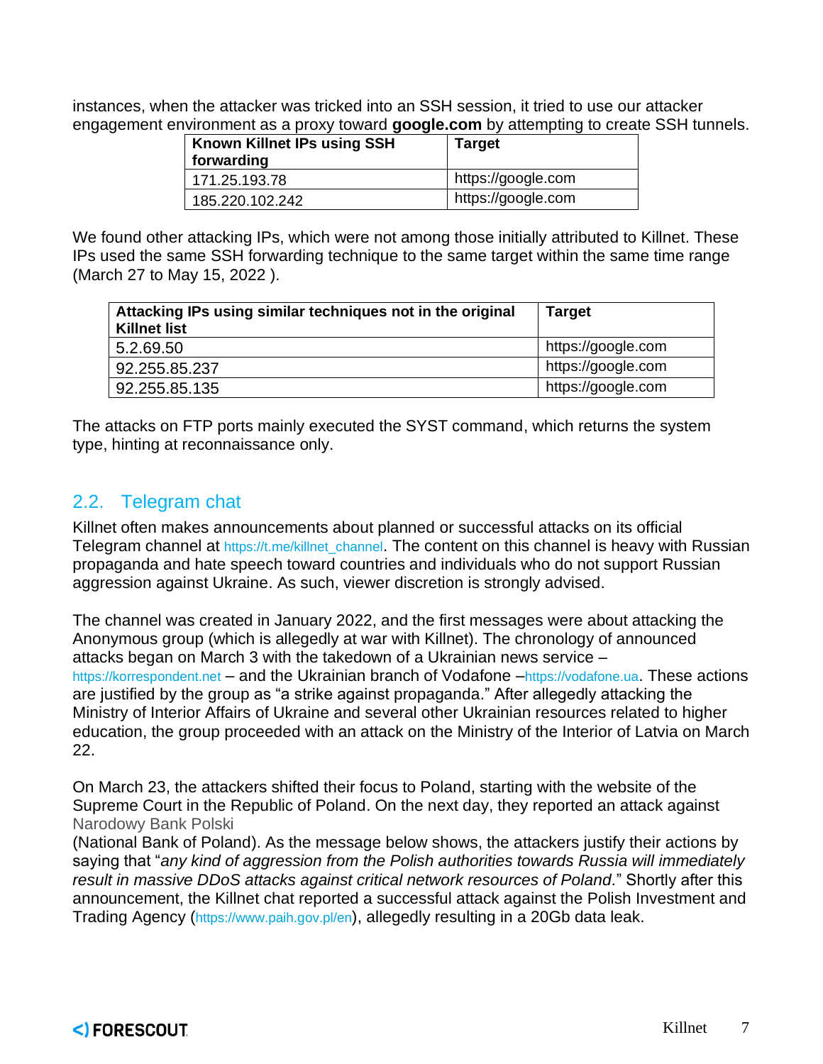instances, when the attacker was tricked into an SSH session, it tried to use our attacker engagement environment as a proxy toward **google.com** by attempting to create SSH tunnels.

| Known Killnet IPs using SSH forwarding | Target |
| --- | --- |
| 171.25.193.78 | https://google.com |
| 185.220.102.242 | https://google.com |

We found other attacking IPs, which were not among those initially attributed to Killnet. These IPs used the same SSH forwarding technique to the same target within the same time range (March 27 to May 15, 2022 ).

| Attacking IPs using similar techniques not in the original Killnet list | Target |
| --- | --- |
| 5.2.69.50 | https://google.com |
| 92.255.85.237 | https://google.com |
| 92.255.85.135 | https://google.com |

The attacks on FTP ports mainly executed the SYST command, which returns the system type, hinting at reconnaissance only.

## 2.2. Telegram chat

Killnet often makes announcements about planned or successful attacks on its official Telegram channel at https://t.me/killnet_channel. The content on this channel is heavy with Russian propaganda and hate speech toward countries and individuals who do not support Russian aggression against Ukraine. As such, viewer discretion is strongly advised.

The channel was created in January 2022, and the first messages were about attacking the Anonymous group (which is allegedly at war with Killnet). The chronology of announced attacks began on March 3 with the takedown of a Ukrainian news service – https://korrespondent.net – and the Ukrainian branch of Vodafone –https://vodafone.ua. These actions are justified by the group as "a strike against propaganda." After allegedly attacking the Ministry of Interior Affairs of Ukraine and several other Ukrainian resources related to higher education, the group proceeded with an attack on the Ministry of the Interior of Latvia on March 22.

On March 23, the attackers shifted their focus to Poland, starting with the website of the Supreme Court in the Republic of Poland. On the next day, they reported an attack against Narodowy Bank Polski (National Bank of Poland). As the message below shows, the attackers justify their actions by saying that "*any kind of aggression from the Polish authorities towards Russia will immediately result in massive DDoS attacks against critical network resources of Poland*." Shortly after this announcement, the Killnet chat reported a successful attack against the Polish Investment and Trading Agency (https://www.paih.gov.pl/en), allegedly resulting in a 20Gb data leak.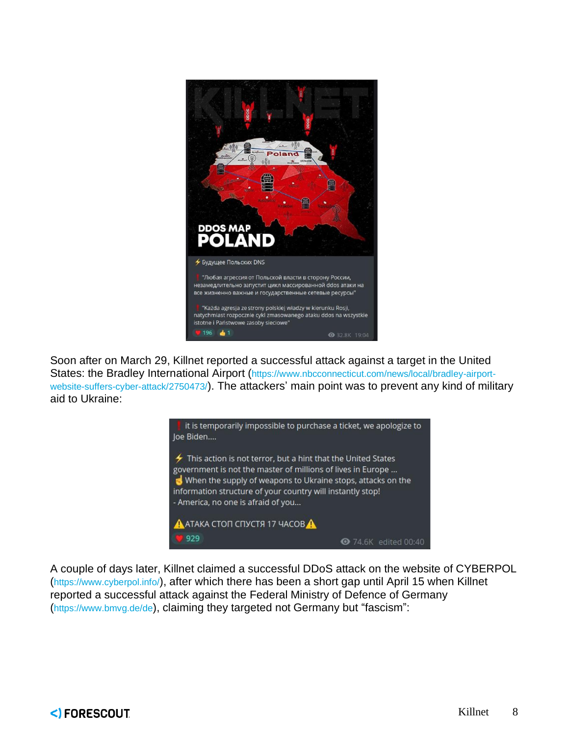Soon after on March 29, Killnet reported a successful attack against a target in the United States: the Bradley International Airport (https://www.nbcconnecticut.com/news/local/bradley-airport-website-suffers-cyber-attack/2750473/). The attackers' main point was to prevent any kind of military aid to Ukraine:

A couple of days later, Killnet claimed a successful DDoS attack on the website of CYBERPOL (https://www.cyberpol.info/), after which there has been a short gap until April 15 when Killnet reported a successful attack against the Federal Ministry of Defence of Germany (https://www.bmvg.de/de), claiming they targeted not Germany but "fascism":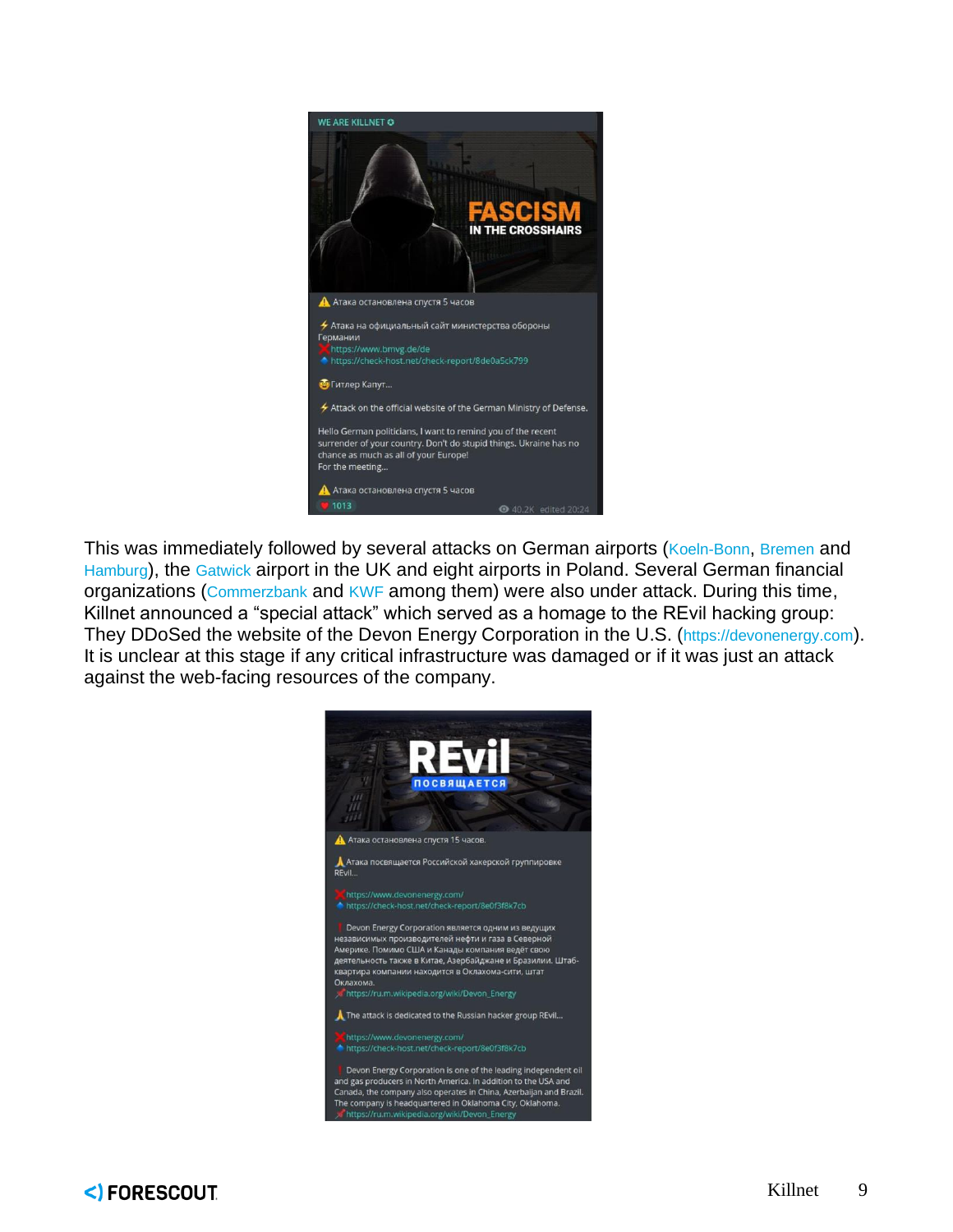This was immediately followed by several attacks on German airports (Koeln-Bonn, Bremen and Hamburg), the Gatwick airport in the UK and eight airports in Poland. Several German financial organizations (Commerzbank and KWF among them) were also under attack. During this time, Killnet announced a “special attack” which served as a homage to the REvil hacking group: They DDoSed the website of the Devon Energy Corporation in the U.S. (https://devonenergy.com). It is unclear at this stage if any critical infrastructure was damaged or if it was just an attack against the web-facing resources of the company.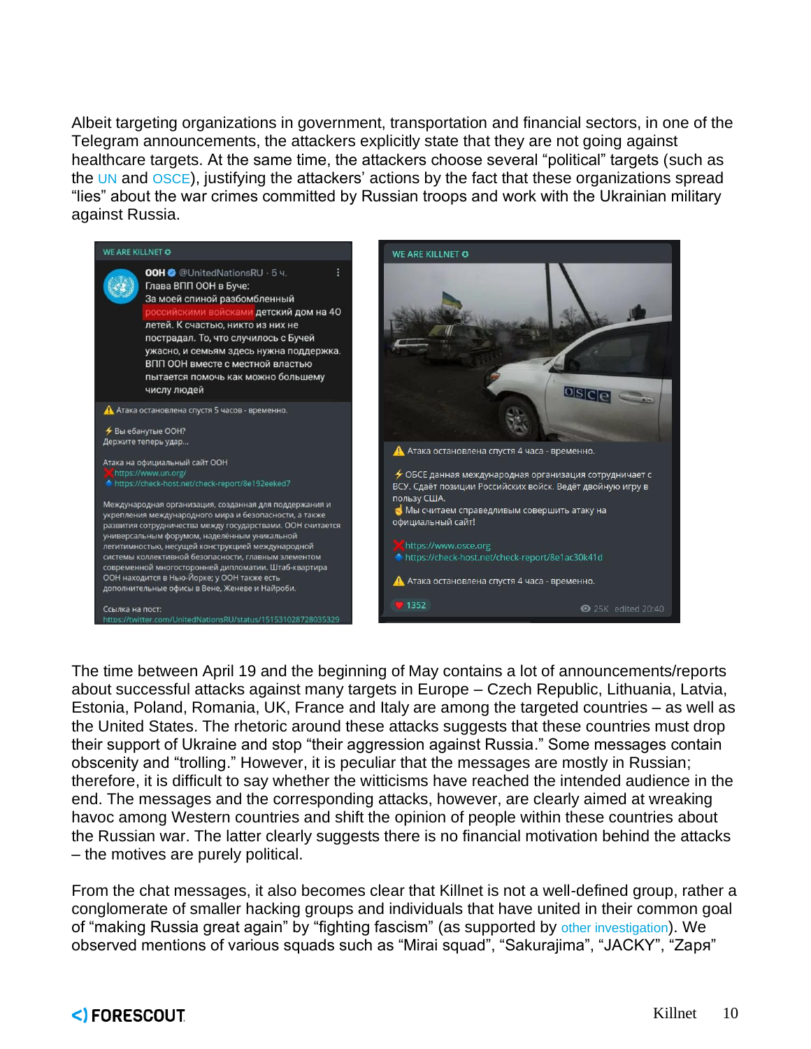Albeit targeting organizations in government, transportation and financial sectors, in one of the Telegram announcements, the attackers explicitly state that they are not going against healthcare targets. At the same time, the attackers choose several "political" targets (such as the UN and OSCE), justifying the attackers' actions by the fact that these organizations spread "lies" about the war crimes committed by Russian troops and work with the Ukrainian military against Russia.

The time between April 19 and the beginning of May contains a lot of announcements/reports about successful attacks against many targets in Europe – Czech Republic, Lithuania, Latvia, Estonia, Poland, Romania, UK, France and Italy are among the targeted countries – as well as the United States. The rhetoric around these attacks suggests that these countries must drop their support of Ukraine and stop "their aggression against Russia." Some messages contain obscenity and "trolling." However, it is peculiar that the messages are mostly in Russian; therefore, it is difficult to say whether the witticisms have reached the intended audience in the end. The messages and the corresponding attacks, however, are clearly aimed at wreaking havoc among Western countries and shift the opinion of people within these countries about the Russian war. The latter clearly suggests there is no financial motivation behind the attacks – the motives are purely political.

From the chat messages, it also becomes clear that Killnet is not a well-defined group, rather a conglomerate of smaller hacking groups and individuals that have united in their common goal of "making Russia great again" by "fighting fascism" (as supported by other investigation). We observed mentions of various squads such as "Mirai squad", "Sakurajima", "JACKY", "Заря"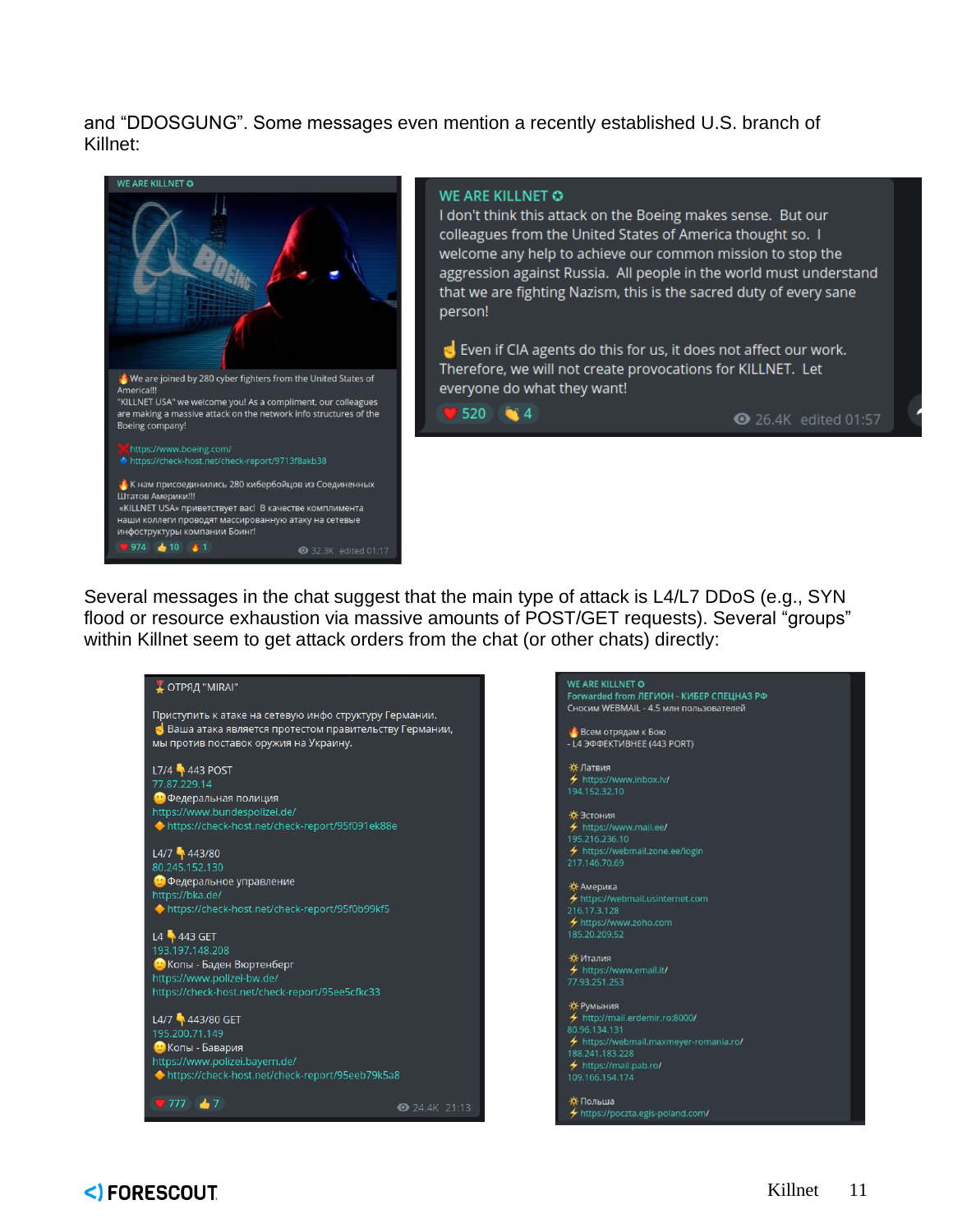and "DDOSGUNG". Some messages even mention a recently established U.S. branch of Killnet:

> **WE ARE KILLNET**
>
> 🔥We are joined by 280 cyber fighters from the United States of America!!!
> "KILLNET USA" we welcome you! As a compliment, our colleagues are making a massive attack on the network info structures of the Boeing company!
>
> ❌https://www.boeing.com/
> 🔹https://check-host.net/check-report/9713f8akb38
>
> 🔥К нам присоединились 280 кибербойцов из Соединенных Штатов Америки!!!
> «KILLNET USA» приветствует вас! В качестве комплимента наши коллеги проводят массированную атаку на сетевые инфоструктуры компании Боинг!
>
> ❤️ 974 👍 10 🔥 1 — 👁 32.3K edited 01:17

> **WE ARE KILLNET**
>
> I don't think this attack on the Boeing makes sense. But our colleagues from the United States of America thought so. I welcome any help to achieve our common mission to stop the aggression against Russia. All people in the world must understand that we are fighting Nazism, this is the sacred duty of every sane person!
>
> ☝️Even if CIA agents do this for us, it does not affect our work. Therefore, we will not create provocations for KILLNET. Let everyone do what they want!
>
> ❤️ 520 👏 4 — 👁 26.4K edited 01:57

Several messages in the chat suggest that the main type of attack is L4/L7 DDoS (e.g., SYN flood or resource exhaustion via massive amounts of POST/GET requests). Several "groups" within Killnet seem to get attack orders from the chat (or other chats) directly:

> 🎖ОТРЯД "MIRAI"
>
> Приступить к атаке на сетевую инфо структуру Германии.
> ☝️Ваша атака является протестом правительству Германии, мы против поставок оружия на Украину.
>
> L7/4 👇443 POST
> 77.87.229.14
> 😐Федеральная полиция
> https://www.bundespolizei.de/
> 🔸https://check-host.net/check-report/95f091ek88e
>
> L4/7 👇443/80
> 80.245.152.130
> 😐Федеральное управление
> https://bka.de/
> 🔸https://check-host.net/check-report/95f0b99kf5
>
> L4 👇443 GET
> 193.197.148.208
> 😐Копы - Баден Вюртенберг
> https://www.polizei-bw.de/
> https://check-host.net/check-report/95ee5cfkc33
>
> L4/7 👇443/80 GET
> 195.200.71.149
> 😐Копы - Бавария
> https://www.polizei.bayern.de/
> 🔸https://check-host.net/check-report/95eeb79k5a8
>
> ❤️ 777 👍 7 — 👁 24.4K 21:13

> **WE ARE KILLNET**
> Forwarded from ЛЕГИОН - КИБЕР СПЕЦНАЗ РФ
> Сносим WEBMAIL - 4.5 млн пользователей
>
> 🔥Всем отрядам к Бою
> - L4 ЭФФЕКТИВНЕЕ (443 PORT)
>
> 🔅Латвия
> ⚡https://www.inbox.lv/
> 194.152.32.10
>
> 🔅Эстония
> ⚡https://www.mail.ee/
> 195.216.236.10
> ⚡https://webmail.zone.ee/login
> 217.146.70.69
>
> 🔅Америка
> ⚡https://webmail.usinternet.com
> 216.17.3.128
> ⚡https://www.zoho.com
> 185.20.209.52
>
> 🔅Италия
> ⚡https://www.email.it/
> 77.93.251.253
>
> 🔅Румыния
> ⚡http://mail.erdemir.ro:8000/
> 80.96.134.131
> ⚡https://webmail.maxmeyer-romania.ro/
> 188.241.183.228
> ⚡https://mail.pab.ro/
> 109.166.154.174
>
> 🔅Польша
> ⚡https://poczta.egis-poland.com/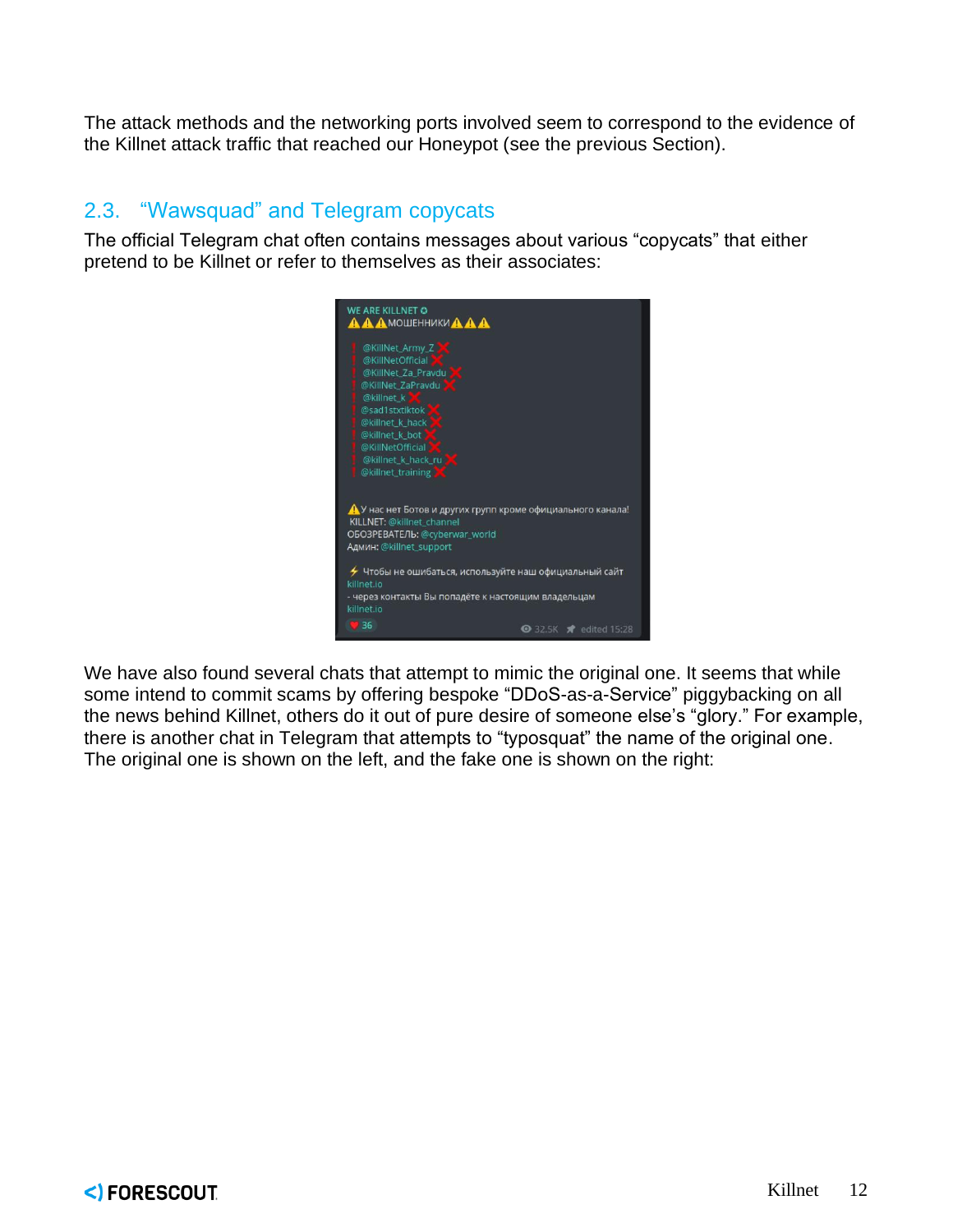The attack methods and the networking ports involved seem to correspond to the evidence of the Killnet attack traffic that reached our Honeypot (see the previous Section).

## 2.3. “Wawsquad” and Telegram copycats

The official Telegram chat often contains messages about various “copycats” that either pretend to be Killnet or refer to themselves as their associates:

We have also found several chats that attempt to mimic the original one. It seems that while some intend to commit scams by offering bespoke “DDoS-as-a-Service” piggybacking on all the news behind Killnet, others do it out of pure desire of someone else’s “glory.” For example, there is another chat in Telegram that attempts to “typosquat” the name of the original one. The original one is shown on the left, and the fake one is shown on the right: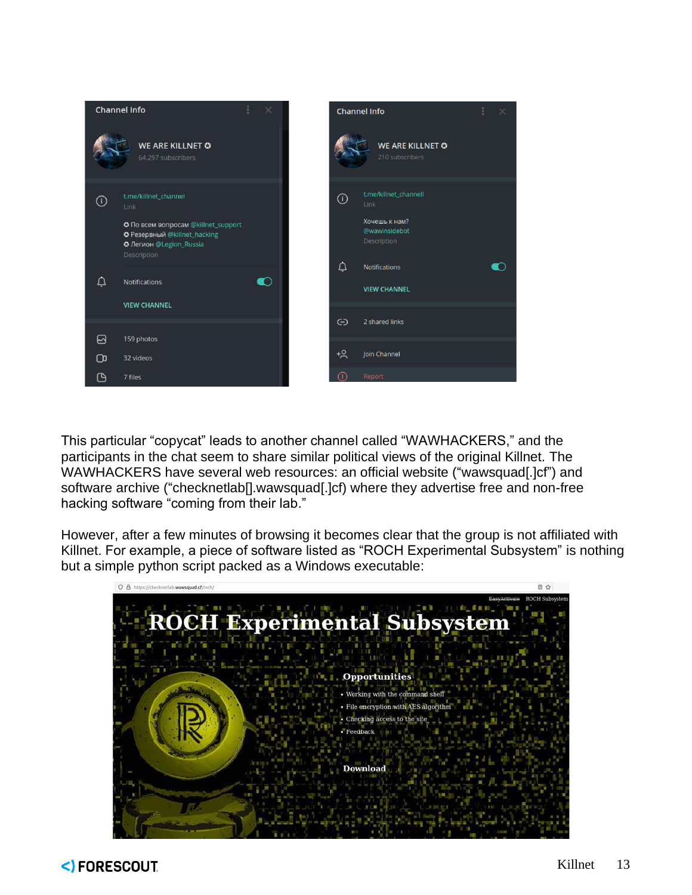This particular “copycat” leads to another channel called “WAWHACKERS,” and the participants in the chat seem to share similar political views of the original Killnet. The WAWHACKERS have several web resources: an official website (“wawsquad[.]cf”) and software archive (“checknetlab[].wawsquad[.]cf) where they advertise free and non-free hacking software “coming from their lab.”

However, after a few minutes of browsing it becomes clear that the group is not affiliated with Killnet. For example, a piece of software listed as “ROCH Experimental Subsystem” is nothing but a simple python script packed as a Windows executable: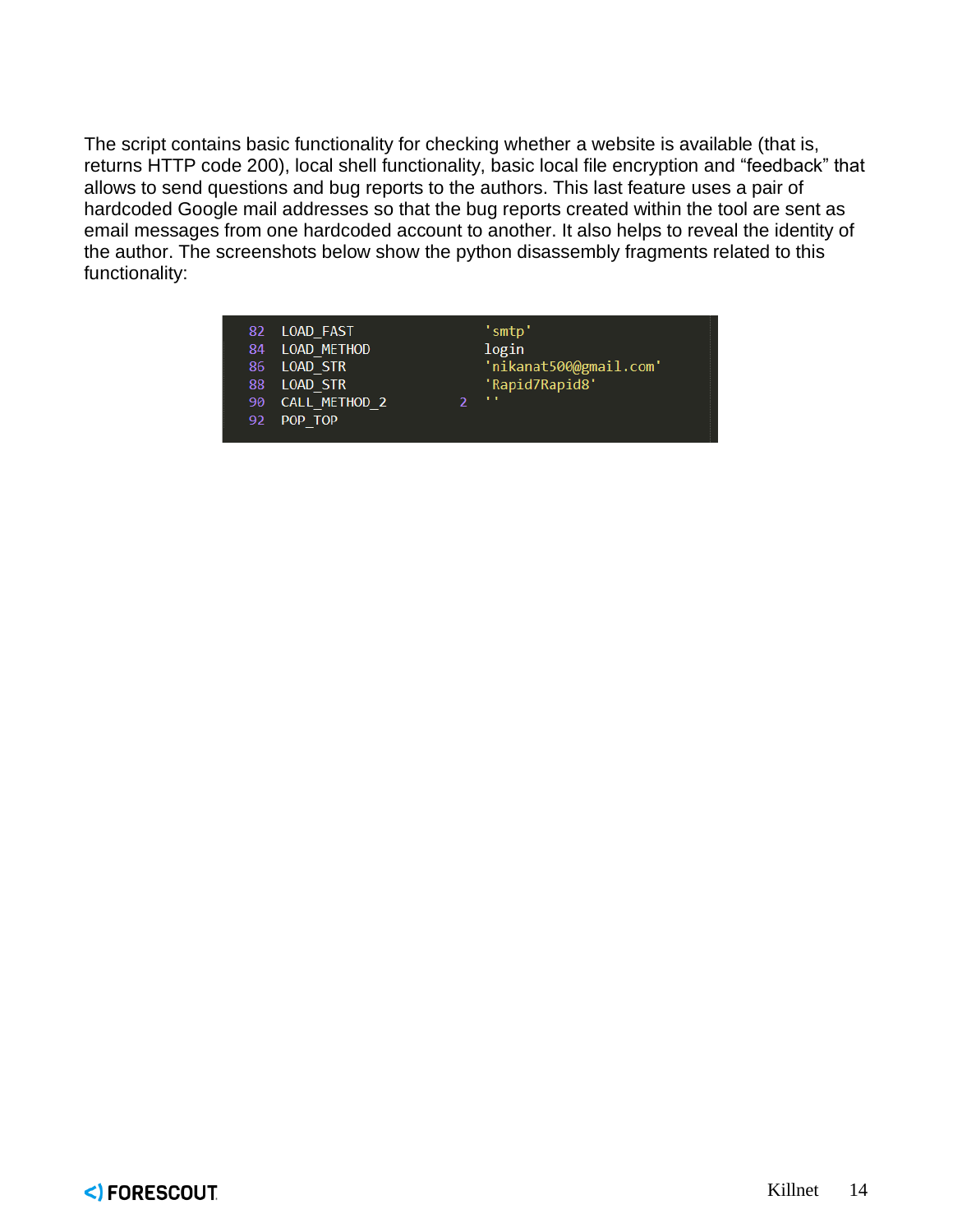The script contains basic functionality for checking whether a website is available (that is, returns HTTP code 200), local shell functionality, basic local file encryption and “feedback” that allows to send questions and bug reports to the authors. This last feature uses a pair of hardcoded Google mail addresses so that the bug reports created within the tool are sent as email messages from one hardcoded account to another. It also helps to reveal the identity of the author. The screenshots below show the python disassembly fragments related to this functionality:

```
82  LOAD_FAST                      'smtp'
84  LOAD_METHOD                    login
86  LOAD_STR                       'nikanat500@gmail.com'
88  LOAD_STR                       'Rapid7Rapid8'
90  CALL_METHOD_2           2       ''
92  POP_TOP
```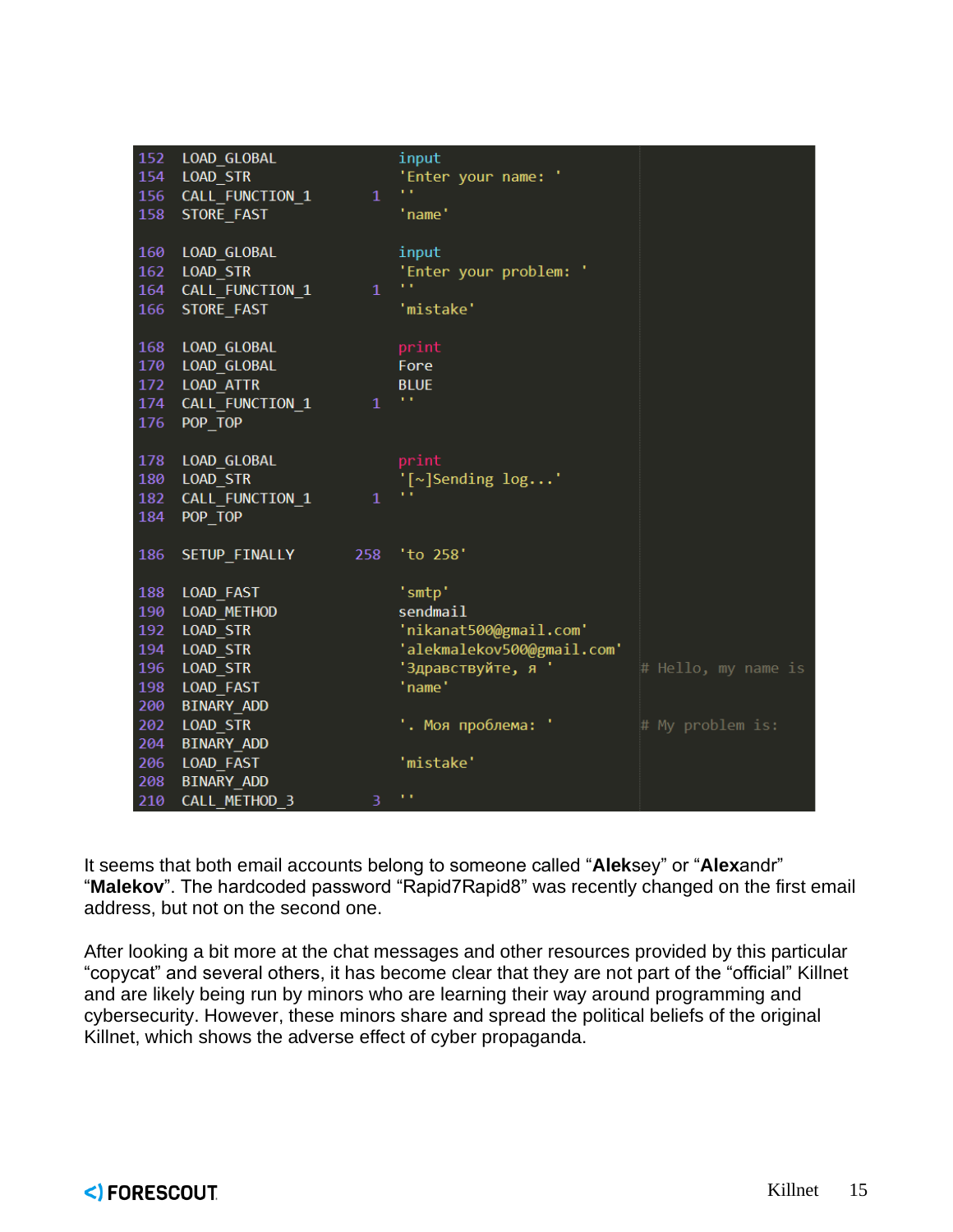```
152  LOAD_GLOBAL                    input
154  LOAD_STR                       'Enter your name: '
156  CALL_FUNCTION_1           1    ''
158  STORE_FAST                     'name'

160  LOAD_GLOBAL                    input
162  LOAD_STR                       'Enter your problem: '
164  CALL_FUNCTION_1           1    ''
166  STORE_FAST                     'mistake'

168  LOAD_GLOBAL                    print
170  LOAD_GLOBAL                    Fore
172  LOAD_ATTR                      BLUE
174  CALL_FUNCTION_1           1    ''
176  POP_TOP

178  LOAD_GLOBAL                    print
180  LOAD_STR                       '[~]Sending log...'
182  CALL_FUNCTION_1           1    ''
184  POP_TOP

186  SETUP_FINALLY           258    'to 258'

188  LOAD_FAST                      'smtp'
190  LOAD_METHOD                    sendmail
192  LOAD_STR                       'nikanat500@gmail.com'
194  LOAD_STR                       'alekmalekov500@gmail.com'
196  LOAD_STR                       'Здравствуйте, я '            # Hello, my name is
198  LOAD_FAST                      'name'
200  BINARY_ADD
202  LOAD_STR                       '. Моя проблема: '            # My problem is:
204  BINARY_ADD
206  LOAD_FAST                      'mistake'
208  BINARY_ADD
210  CALL_METHOD_3             3    ''
```

It seems that both email accounts belong to someone called "**Alek**sey" or "**Alex**andr" "**Malekov**". The hardcoded password "Rapid7Rapid8" was recently changed on the first email address, but not on the second one.

After looking a bit more at the chat messages and other resources provided by this particular "copycat" and several others, it has become clear that they are not part of the "official" Killnet and are likely being run by minors who are learning their way around programming and cybersecurity. However, these minors share and spread the political beliefs of the original Killnet, which shows the adverse effect of cyber propaganda.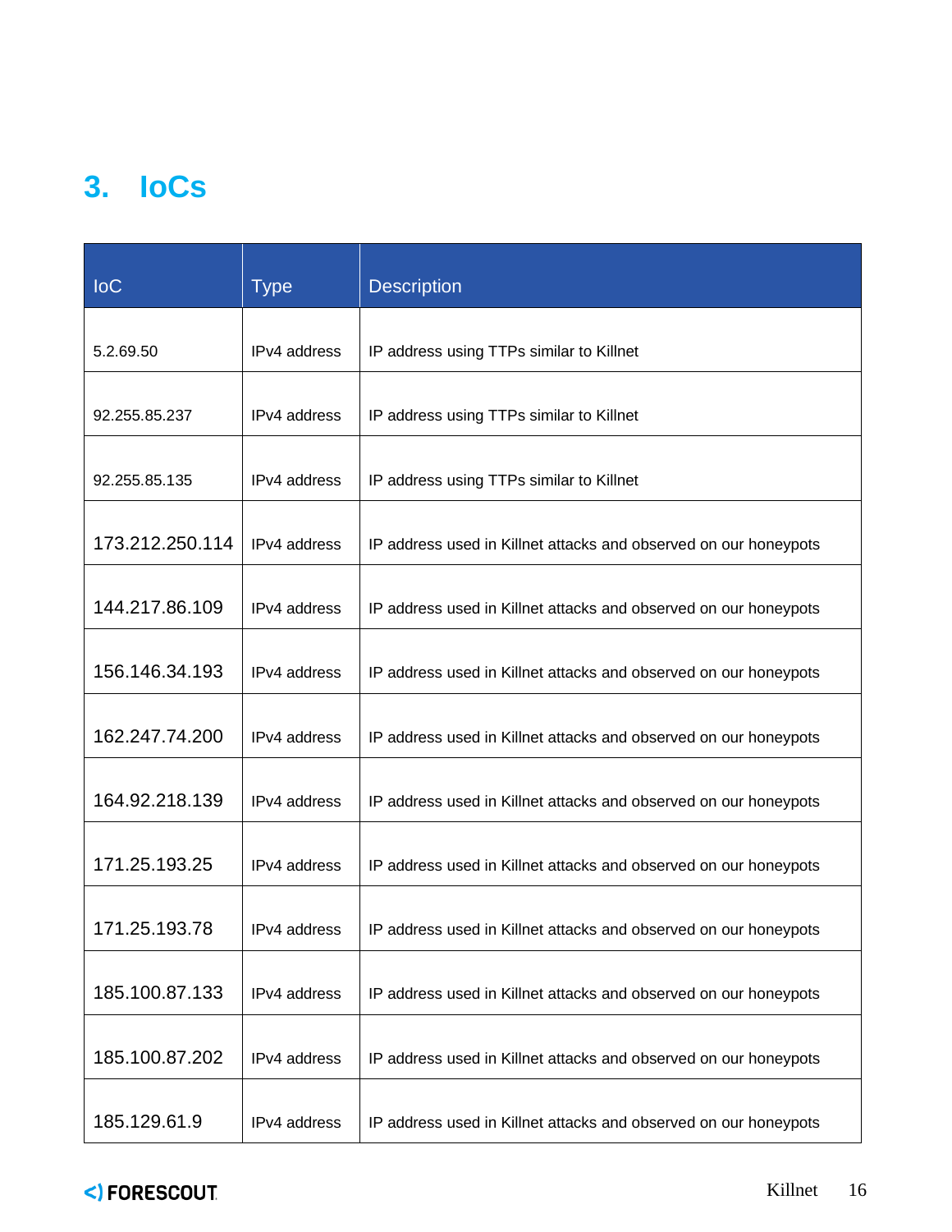# 3. IoCs

| IoC | Type | Description |
|---|---|---|
| 5.2.69.50 | IPv4 address | IP address using TTPs similar to Killnet |
| 92.255.85.237 | IPv4 address | IP address using TTPs similar to Killnet |
| 92.255.85.135 | IPv4 address | IP address using TTPs similar to Killnet |
| 173.212.250.114 | IPv4 address | IP address used in Killnet attacks and observed on our honeypots |
| 144.217.86.109 | IPv4 address | IP address used in Killnet attacks and observed on our honeypots |
| 156.146.34.193 | IPv4 address | IP address used in Killnet attacks and observed on our honeypots |
| 162.247.74.200 | IPv4 address | IP address used in Killnet attacks and observed on our honeypots |
| 164.92.218.139 | IPv4 address | IP address used in Killnet attacks and observed on our honeypots |
| 171.25.193.25 | IPv4 address | IP address used in Killnet attacks and observed on our honeypots |
| 171.25.193.78 | IPv4 address | IP address used in Killnet attacks and observed on our honeypots |
| 185.100.87.133 | IPv4 address | IP address used in Killnet attacks and observed on our honeypots |
| 185.100.87.202 | IPv4 address | IP address used in Killnet attacks and observed on our honeypots |
| 185.129.61.9 | IPv4 address | IP address used in Killnet attacks and observed on our honeypots |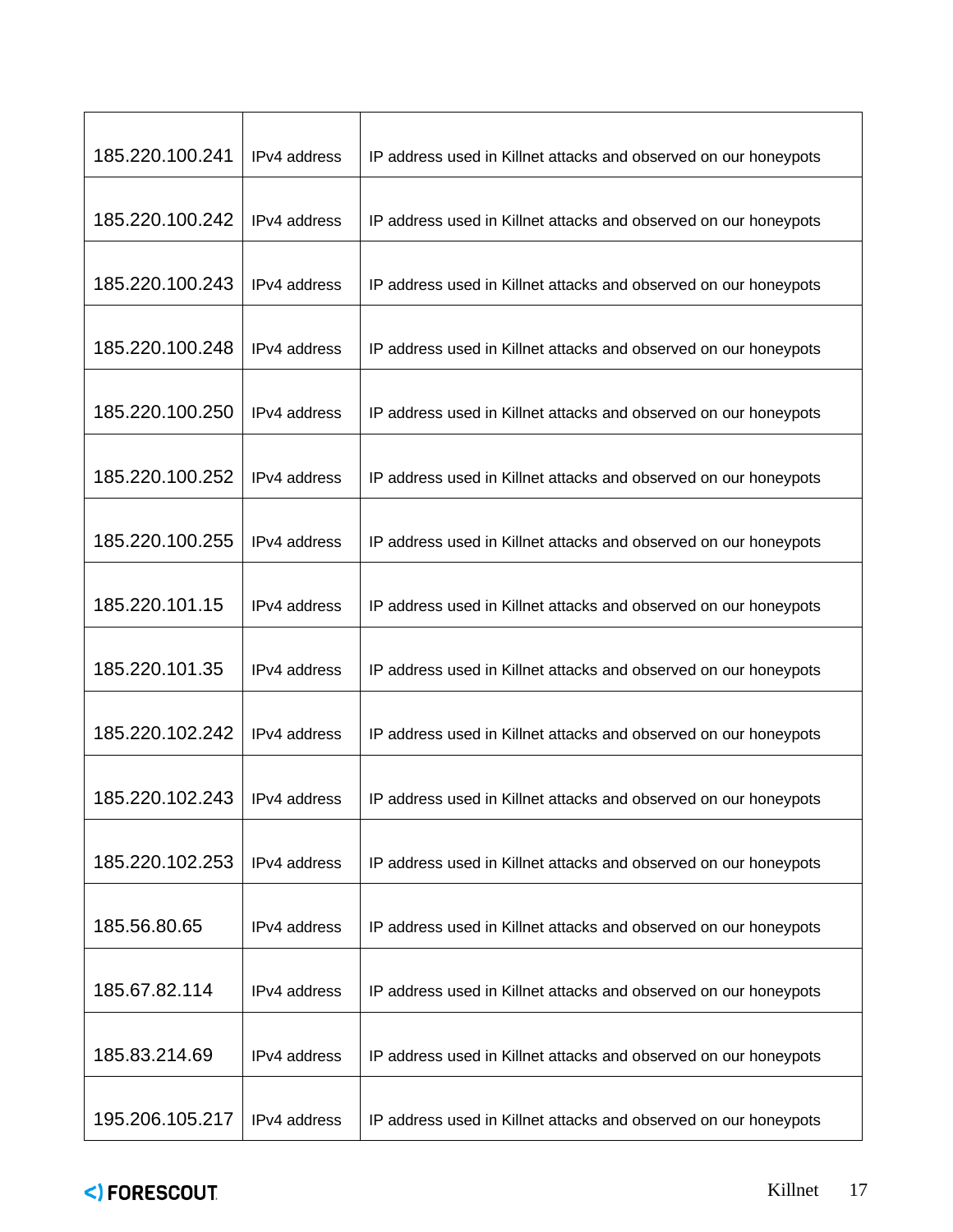| | | |
|---|---|---|
| 185.220.100.241 | IPv4 address | IP address used in Killnet attacks and observed on our honeypots |
| 185.220.100.242 | IPv4 address | IP address used in Killnet attacks and observed on our honeypots |
| 185.220.100.243 | IPv4 address | IP address used in Killnet attacks and observed on our honeypots |
| 185.220.100.248 | IPv4 address | IP address used in Killnet attacks and observed on our honeypots |
| 185.220.100.250 | IPv4 address | IP address used in Killnet attacks and observed on our honeypots |
| 185.220.100.252 | IPv4 address | IP address used in Killnet attacks and observed on our honeypots |
| 185.220.100.255 | IPv4 address | IP address used in Killnet attacks and observed on our honeypots |
| 185.220.101.15 | IPv4 address | IP address used in Killnet attacks and observed on our honeypots |
| 185.220.101.35 | IPv4 address | IP address used in Killnet attacks and observed on our honeypots |
| 185.220.102.242 | IPv4 address | IP address used in Killnet attacks and observed on our honeypots |
| 185.220.102.243 | IPv4 address | IP address used in Killnet attacks and observed on our honeypots |
| 185.220.102.253 | IPv4 address | IP address used in Killnet attacks and observed on our honeypots |
| 185.56.80.65 | IPv4 address | IP address used in Killnet attacks and observed on our honeypots |
| 185.67.82.114 | IPv4 address | IP address used in Killnet attacks and observed on our honeypots |
| 185.83.214.69 | IPv4 address | IP address used in Killnet attacks and observed on our honeypots |
| 195.206.105.217 | IPv4 address | IP address used in Killnet attacks and observed on our honeypots |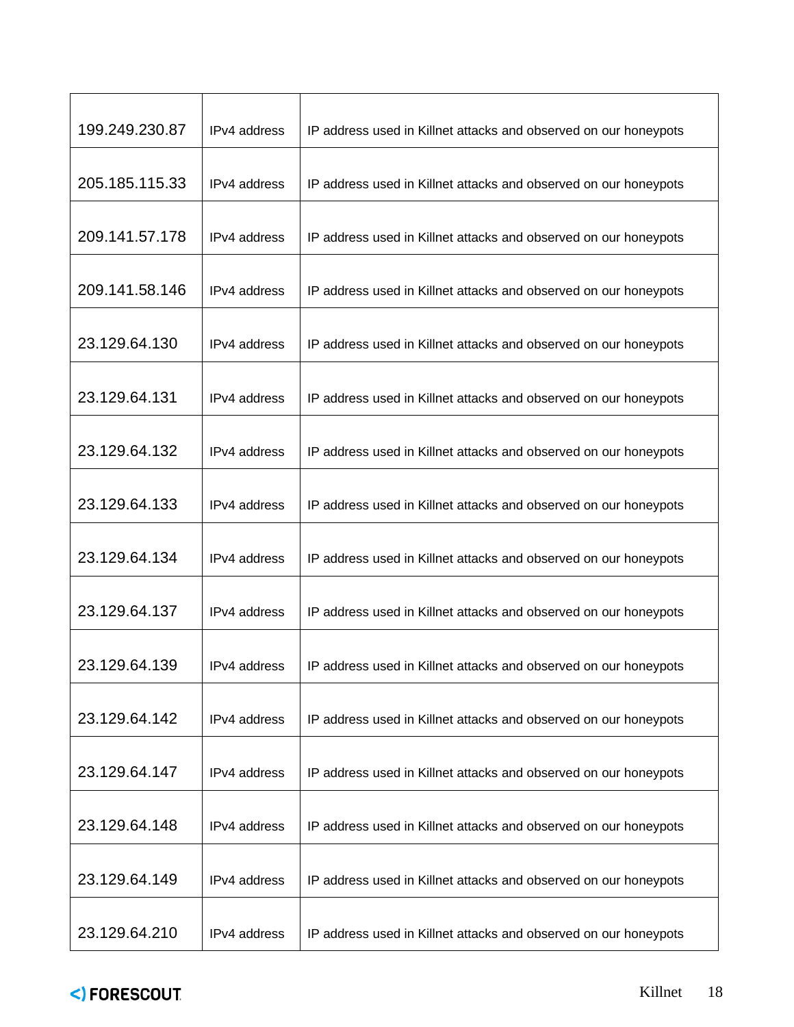| | | |
|---|---|---|
| 199.249.230.87 | IPv4 address | IP address used in Killnet attacks and observed on our honeypots |
| 205.185.115.33 | IPv4 address | IP address used in Killnet attacks and observed on our honeypots |
| 209.141.57.178 | IPv4 address | IP address used in Killnet attacks and observed on our honeypots |
| 209.141.58.146 | IPv4 address | IP address used in Killnet attacks and observed on our honeypots |
| 23.129.64.130 | IPv4 address | IP address used in Killnet attacks and observed on our honeypots |
| 23.129.64.131 | IPv4 address | IP address used in Killnet attacks and observed on our honeypots |
| 23.129.64.132 | IPv4 address | IP address used in Killnet attacks and observed on our honeypots |
| 23.129.64.133 | IPv4 address | IP address used in Killnet attacks and observed on our honeypots |
| 23.129.64.134 | IPv4 address | IP address used in Killnet attacks and observed on our honeypots |
| 23.129.64.137 | IPv4 address | IP address used in Killnet attacks and observed on our honeypots |
| 23.129.64.139 | IPv4 address | IP address used in Killnet attacks and observed on our honeypots |
| 23.129.64.142 | IPv4 address | IP address used in Killnet attacks and observed on our honeypots |
| 23.129.64.147 | IPv4 address | IP address used in Killnet attacks and observed on our honeypots |
| 23.129.64.148 | IPv4 address | IP address used in Killnet attacks and observed on our honeypots |
| 23.129.64.149 | IPv4 address | IP address used in Killnet attacks and observed on our honeypots |
| 23.129.64.210 | IPv4 address | IP address used in Killnet attacks and observed on our honeypots |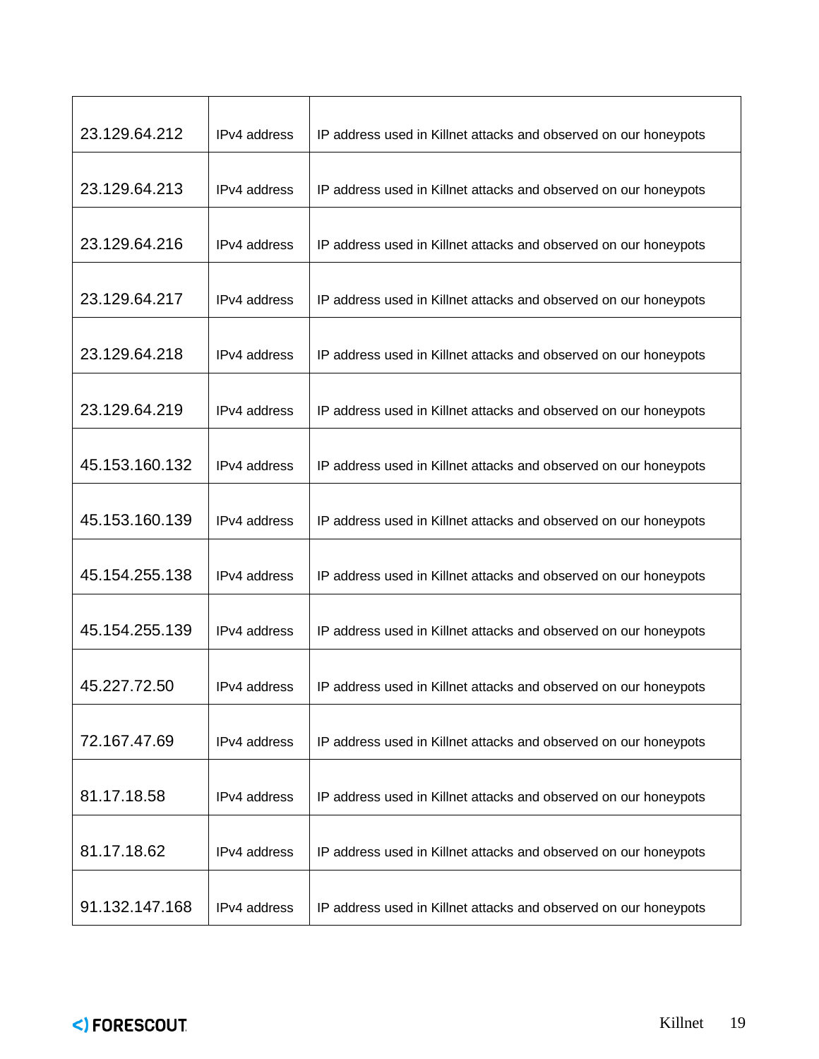| 23.129.64.212 | IPv4 address | IP address used in Killnet attacks and observed on our honeypots |
|---|---|---|
| 23.129.64.213 | IPv4 address | IP address used in Killnet attacks and observed on our honeypots |
| 23.129.64.216 | IPv4 address | IP address used in Killnet attacks and observed on our honeypots |
| 23.129.64.217 | IPv4 address | IP address used in Killnet attacks and observed on our honeypots |
| 23.129.64.218 | IPv4 address | IP address used in Killnet attacks and observed on our honeypots |
| 23.129.64.219 | IPv4 address | IP address used in Killnet attacks and observed on our honeypots |
| 45.153.160.132 | IPv4 address | IP address used in Killnet attacks and observed on our honeypots |
| 45.153.160.139 | IPv4 address | IP address used in Killnet attacks and observed on our honeypots |
| 45.154.255.138 | IPv4 address | IP address used in Killnet attacks and observed on our honeypots |
| 45.154.255.139 | IPv4 address | IP address used in Killnet attacks and observed on our honeypots |
| 45.227.72.50 | IPv4 address | IP address used in Killnet attacks and observed on our honeypots |
| 72.167.47.69 | IPv4 address | IP address used in Killnet attacks and observed on our honeypots |
| 81.17.18.58 | IPv4 address | IP address used in Killnet attacks and observed on our honeypots |
| 81.17.18.62 | IPv4 address | IP address used in Killnet attacks and observed on our honeypots |
| 91.132.147.168 | IPv4 address | IP address used in Killnet attacks and observed on our honeypots |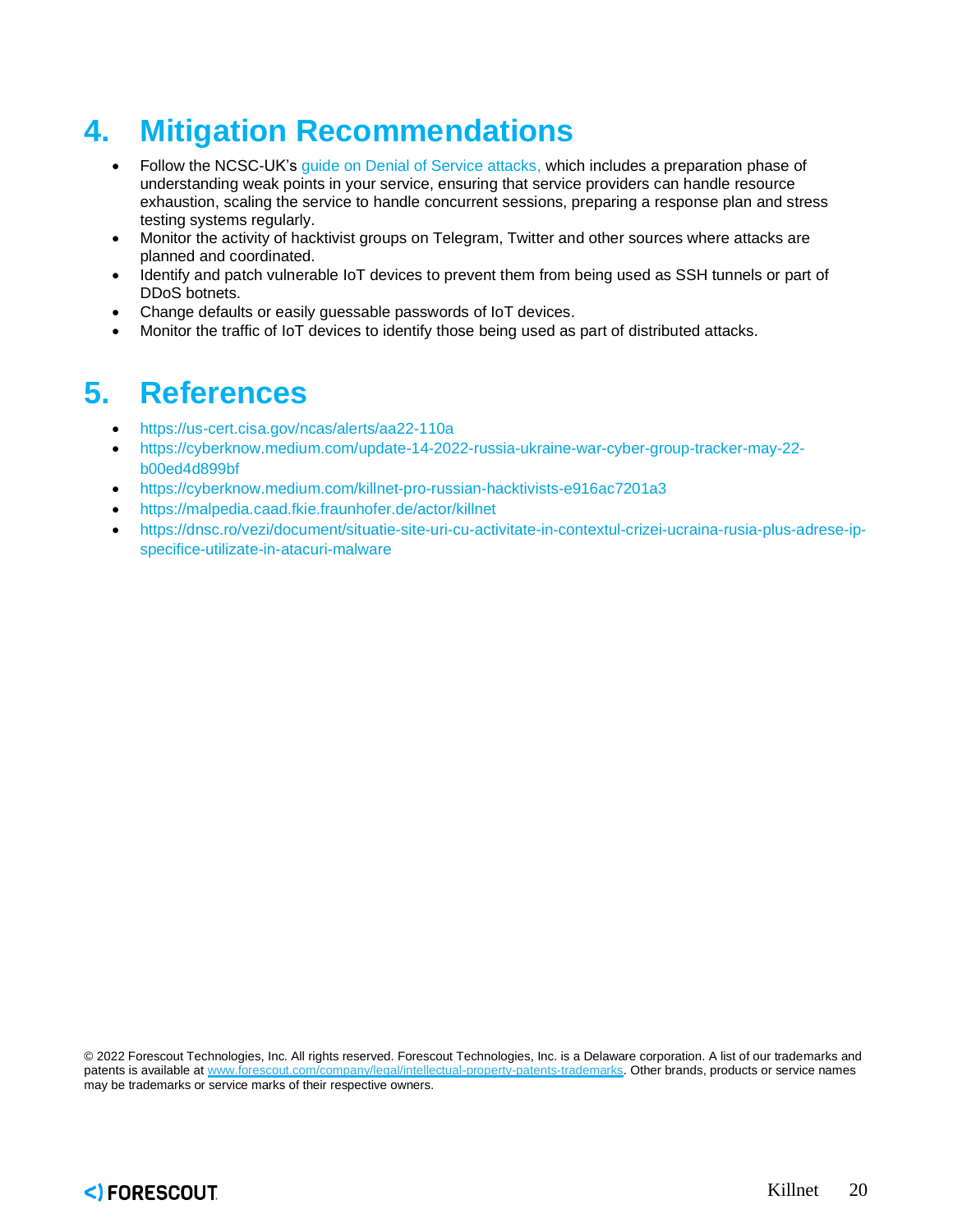## 4. Mitigation Recommendations

- Follow the NCSC-UK's guide on Denial of Service attacks, which includes a preparation phase of understanding weak points in your service, ensuring that service providers can handle resource exhaustion, scaling the service to handle concurrent sessions, preparing a response plan and stress testing systems regularly.
- Monitor the activity of hacktivist groups on Telegram, Twitter and other sources where attacks are planned and coordinated.
- Identify and patch vulnerable IoT devices to prevent them from being used as SSH tunnels or part of DDoS botnets.
- Change defaults or easily guessable passwords of IoT devices.
- Monitor the traffic of IoT devices to identify those being used as part of distributed attacks.

## 5. References

- https://us-cert.cisa.gov/ncas/alerts/aa22-110a
- https://cyberknow.medium.com/update-14-2022-russia-ukraine-war-cyber-group-tracker-may-22-b00ed4d899bf
- https://cyberknow.medium.com/killnet-pro-russian-hacktivists-e916ac7201a3
- https://malpedia.caad.fkie.fraunhofer.de/actor/killnet
- https://dnsc.ro/vezi/document/situatie-site-uri-cu-activitate-in-contextul-crizei-ucraina-rusia-plus-adrese-ip-specifice-utilizate-in-atacuri-malware

© 2022 Forescout Technologies, Inc. All rights reserved. Forescout Technologies, Inc. is a Delaware corporation. A list of our trademarks and patents is available at www.forescout.com/company/legal/intellectual-property-patents-trademarks. Other brands, products or service names may be trademarks or service marks of their respective owners.